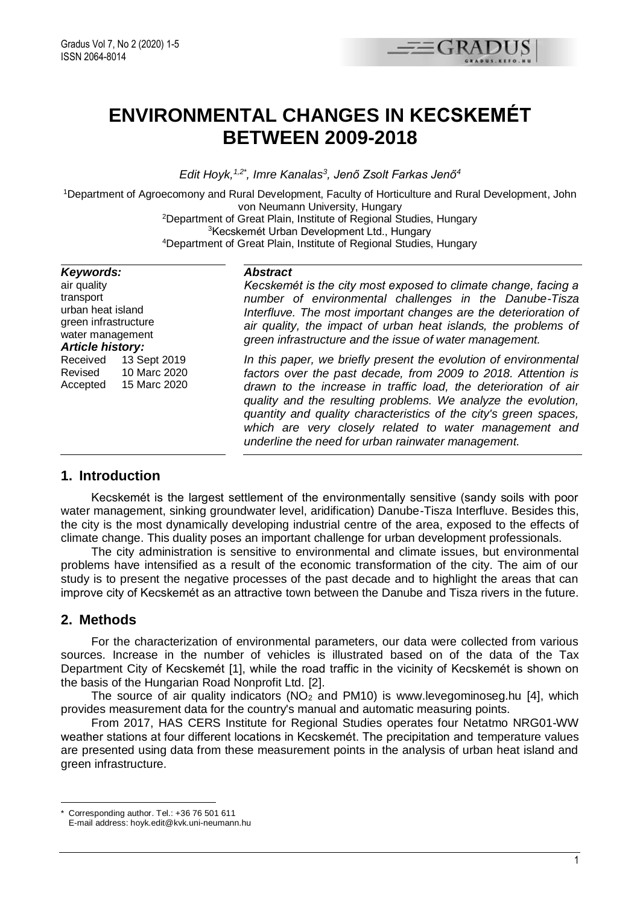# ENVIRONMENTAL CHANGES IN KECSKEMÉT BETWEEN 2009-2018

*Edit Hoyk,[1,2*], Imre Kanalas[3], Jenő Zsolt Farkas Jenő[4]*

[1]Department of Agroecomony and Rural Development, Faculty of Horticulture and Rural Development, John von Neumann University, Hungary
[2]Department of Great Plain, Institute of Regional Studies, Hungary
[3]Kecskemét Urban Development Ltd., Hungary
[4]Department of Great Plain, Institute of Regional Studies, Hungary

***Keywords:***
air quality
transport
urban heat island
green infrastructure
water management

***Article history:***
Received 13 Sept 2019
Revised 10 Marc 2020
Accepted 15 Marc 2020

***Abstract***

*Kecskemét is the city most exposed to climate change, facing a number of environmental challenges in the Danube-Tisza Interfluve. The most important changes are the deterioration of air quality, the impact of urban heat islands, the problems of green infrastructure and the issue of water management.*

*In this paper, we briefly present the evolution of environmental factors over the past decade, from 2009 to 2018. Attention is drawn to the increase in traffic load, the deterioration of air quality and the resulting problems. We analyze the evolution, quantity and quality characteristics of the city's green spaces, which are very closely related to water management and underline the need for urban rainwater management.*

## 1. Introduction

Kecskemét is the largest settlement of the environmentally sensitive (sandy soils with poor water management, sinking groundwater level, aridification) Danube-Tisza Interfluve. Besides this, the city is the most dynamically developing industrial centre of the area, exposed to the effects of climate change. This duality poses an important challenge for urban development professionals.

The city administration is sensitive to environmental and climate issues, but environmental problems have intensified as a result of the economic transformation of the city. The aim of our study is to present the negative processes of the past decade and to highlight the areas that can improve city of Kecskemét as an attractive town between the Danube and Tisza rivers in the future.

## 2. Methods

For the characterization of environmental parameters, our data were collected from various sources. Increase in the number of vehicles is illustrated based on of the data of the Tax Department City of Kecskemét [1], while the road traffic in the vicinity of Kecskemét is shown on the basis of the Hungarian Road Nonprofit Ltd. [2].

The source of air quality indicators ($NO_2$ and PM10) is www.levegominoseg.hu [4], which provides measurement data for the country's manual and automatic measuring points.

From 2017, HAS CERS Institute for Regional Studies operates four Netatmo NRG01-WW weather stations at four different locations in Kecskemét. The precipitation and temperature values are presented using data from these measurement points in the analysis of urban heat island and green infrastructure.

\* Corresponding author. Tel.: +36 76 501 611
E-mail address: hoyk.edit@kvk.uni-neumann.hu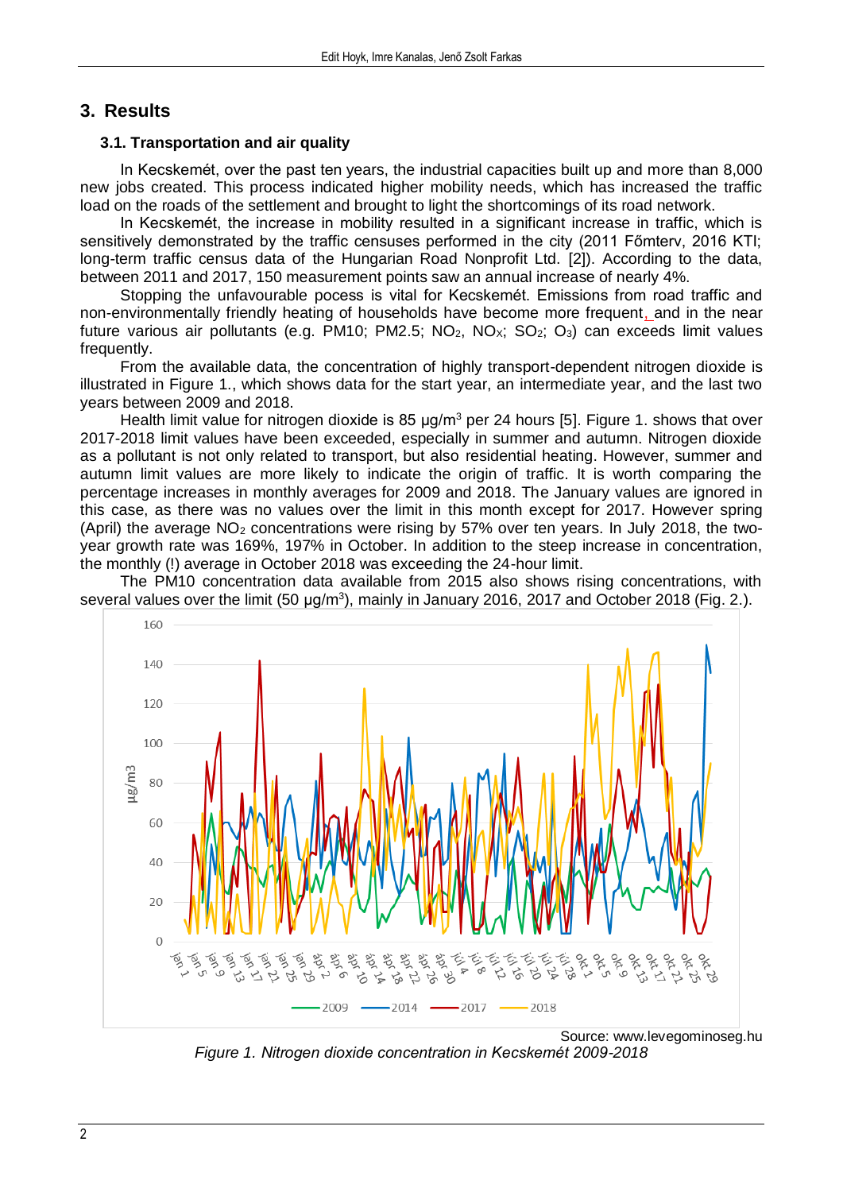## 3. Results

### 3.1. Transportation and air quality

In Kecskemét, over the past ten years, the industrial capacities built up and more than 8,000 new jobs created. This process indicated higher mobility needs, which has increased the traffic load on the roads of the settlement and brought to light the shortcomings of its road network.

In Kecskemét, the increase in mobility resulted in a significant increase in traffic, which is sensitively demonstrated by the traffic censuses performed in the city (2011 Főmterv, 2016 KTI; long-term traffic census data of the Hungarian Road Nonprofit Ltd. [2]). According to the data, between 2011 and 2017, 150 measurement points saw an annual increase of nearly 4%.

Stopping the unfavourable pocess is vital for Kecskemét. Emissions from road traffic and non-environmentally friendly heating of households have become more frequent, and in the near future various air pollutants (e.g. PM10; PM2.5; $NO_2$, $NO_X$; $SO_2$; $O_3$) can exceeds limit values frequently.

From the available data, the concentration of highly transport-dependent nitrogen dioxide is illustrated in Figure 1., which shows data for the start year, an intermediate year, and the last two years between 2009 and 2018.

Health limit value for nitrogen dioxide is 85 μg/m$^3$ per 24 hours [5]. Figure 1. shows that over 2017-2018 limit values have been exceeded, especially in summer and autumn. Nitrogen dioxide as a pollutant is not only related to transport, but also residential heating. However, summer and autumn limit values are more likely to indicate the origin of traffic. It is worth comparing the percentage increases in monthly averages for 2009 and 2018. The January values are ignored in this case, as there was no values over the limit in this month except for 2017. However spring (April) the average $NO_2$ concentrations were rising by 57% over ten years. In July 2018, the two-year growth rate was 169%, 197% in October. In addition to the steep increase in concentration, the monthly (!) average in October 2018 was exceeding the 24-hour limit.

The PM10 concentration data available from 2015 also shows rising concentrations, with several values over the limit (50 μg/m$^3$), mainly in January 2016, 2017 and October 2018 (Fig. 2.).

Source: www.levegominoseg.hu

*Figure 1. Nitrogen dioxide concentration in Kecskemét 2009-2018*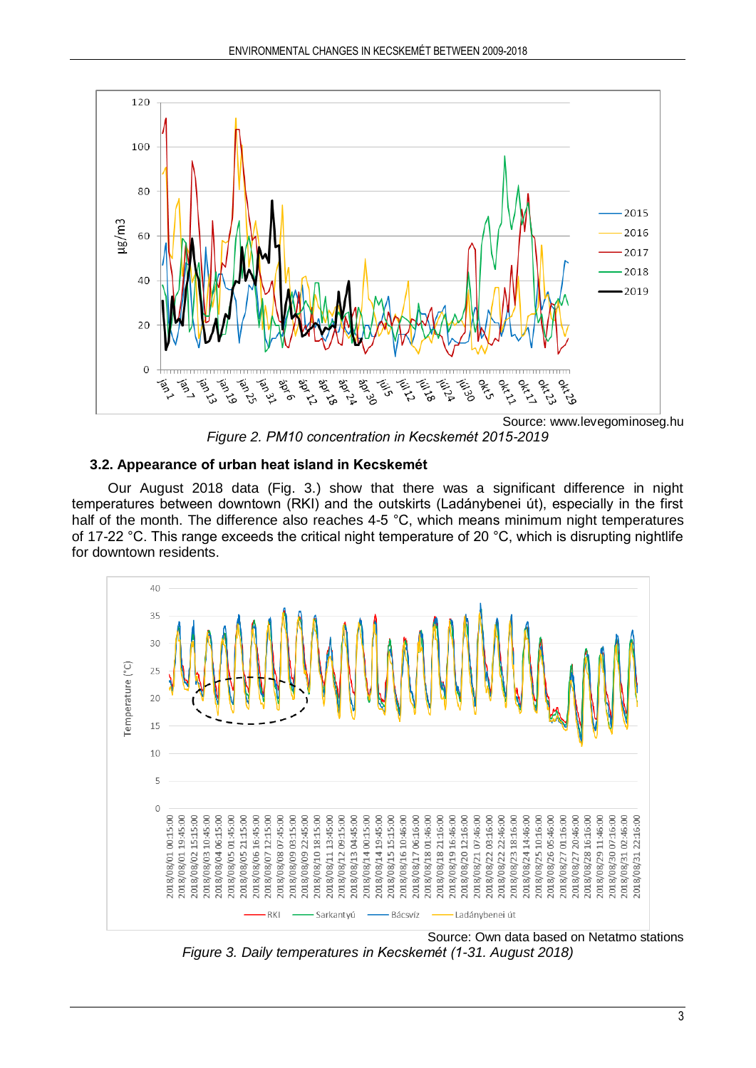Source: www.levegominoseg.hu

*Figure 2. PM10 concentration in Kecskemét 2015-2019*

### 3.2. Appearance of urban heat island in Kecskemét

Our August 2018 data (Fig. 3.) show that there was a significant difference in night temperatures between downtown (RKI) and the outskirts (Ladánybenei út), especially in the first half of the month. The difference also reaches 4-5 °C, which means minimum night temperatures of 17-22 °C. This range exceeds the critical night temperature of 20 °C, which is disrupting nightlife for downtown residents.

Source: Own data based on Netatmo stations

*Figure 3. Daily temperatures in Kecskemét (1-31. August 2018)*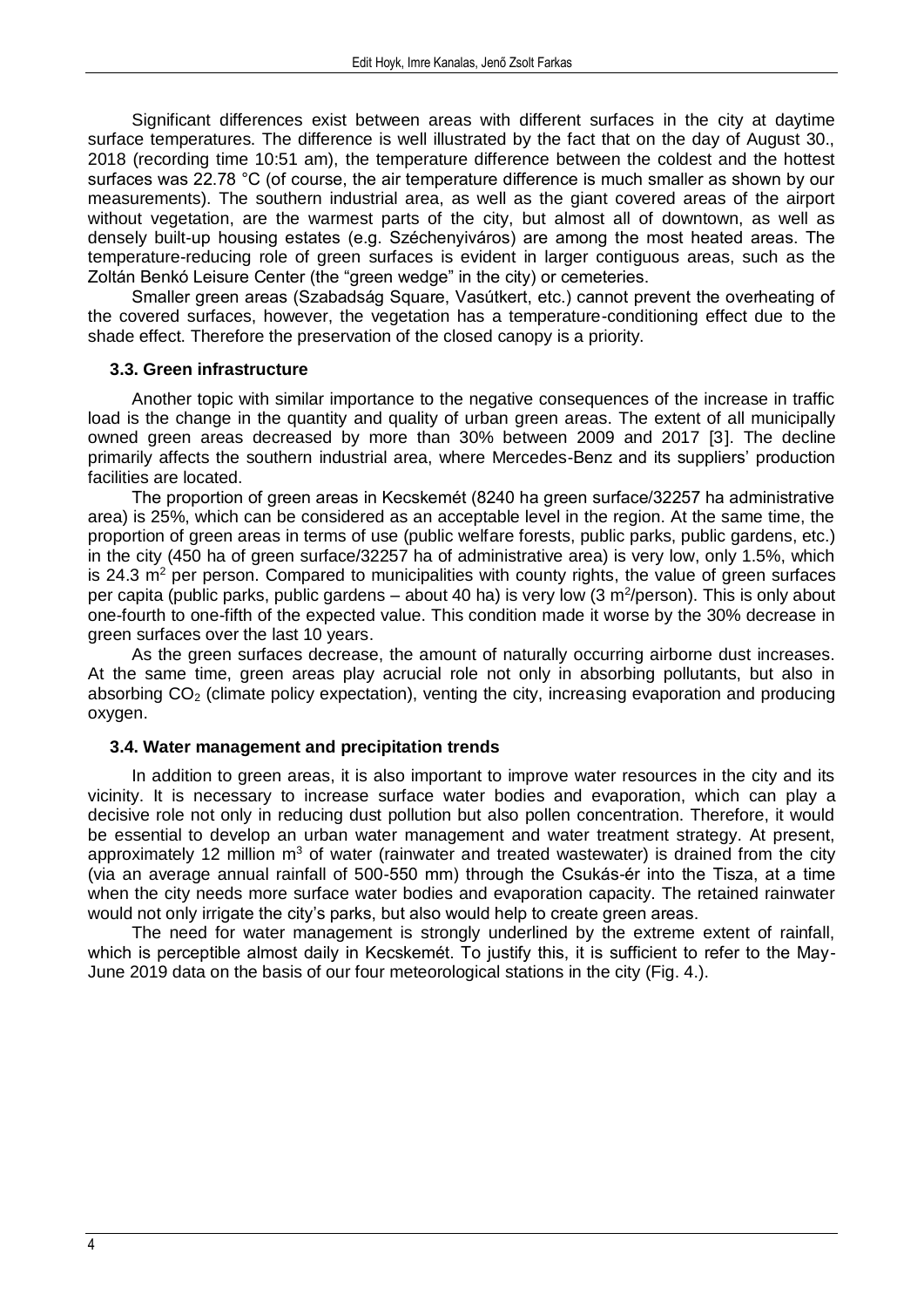Significant differences exist between areas with different surfaces in the city at daytime surface temperatures. The difference is well illustrated by the fact that on the day of August 30., 2018 (recording time 10:51 am), the temperature difference between the coldest and the hottest surfaces was 22.78 °C (of course, the air temperature difference is much smaller as shown by our measurements). The southern industrial area, as well as the giant covered areas of the airport without vegetation, are the warmest parts of the city, but almost all of downtown, as well as densely built-up housing estates (e.g. Széchenyiváros) are among the most heated areas. The temperature-reducing role of green surfaces is evident in larger contiguous areas, such as the Zoltán Benkó Leisure Center (the "green wedge" in the city) or cemeteries.

Smaller green areas (Szabadság Square, Vasútkert, etc.) cannot prevent the overheating of the covered surfaces, however, the vegetation has a temperature-conditioning effect due to the shade effect. Therefore the preservation of the closed canopy is a priority.

### 3.3. Green infrastructure

Another topic with similar importance to the negative consequences of the increase in traffic load is the change in the quantity and quality of urban green areas. The extent of all municipally owned green areas decreased by more than 30% between 2009 and 2017 [3]. The decline primarily affects the southern industrial area, where Mercedes-Benz and its suppliers' production facilities are located.

The proportion of green areas in Kecskemét (8240 ha green surface/32257 ha administrative area) is 25%, which can be considered as an acceptable level in the region. At the same time, the proportion of green areas in terms of use (public welfare forests, public parks, public gardens, etc.) in the city (450 ha of green surface/32257 ha of administrative area) is very low, only 1.5%, which is 24.3 $m^2$ per person. Compared to municipalities with county rights, the value of green surfaces per capita (public parks, public gardens – about 40 ha) is very low (3 $m^2$/person). This is only about one-fourth to one-fifth of the expected value. This condition made it worse by the 30% decrease in green surfaces over the last 10 years.

As the green surfaces decrease, the amount of naturally occurring airborne dust increases. At the same time, green areas play acrucial role not only in absorbing pollutants, but also in absorbing $CO_2$ (climate policy expectation), venting the city, increasing evaporation and producing oxygen.

### 3.4. Water management and precipitation trends

In addition to green areas, it is also important to improve water resources in the city and its vicinity. It is necessary to increase surface water bodies and evaporation, which can play a decisive role not only in reducing dust pollution but also pollen concentration. Therefore, it would be essential to develop an urban water management and water treatment strategy. At present, approximately 12 million $m^3$ of water (rainwater and treated wastewater) is drained from the city (via an average annual rainfall of 500-550 mm) through the Csukás-ér into the Tisza, at a time when the city needs more surface water bodies and evaporation capacity. The retained rainwater would not only irrigate the city's parks, but also would help to create green areas.

The need for water management is strongly underlined by the extreme extent of rainfall, which is perceptible almost daily in Kecskemét. To justify this, it is sufficient to refer to the May-June 2019 data on the basis of our four meteorological stations in the city (Fig. 4.).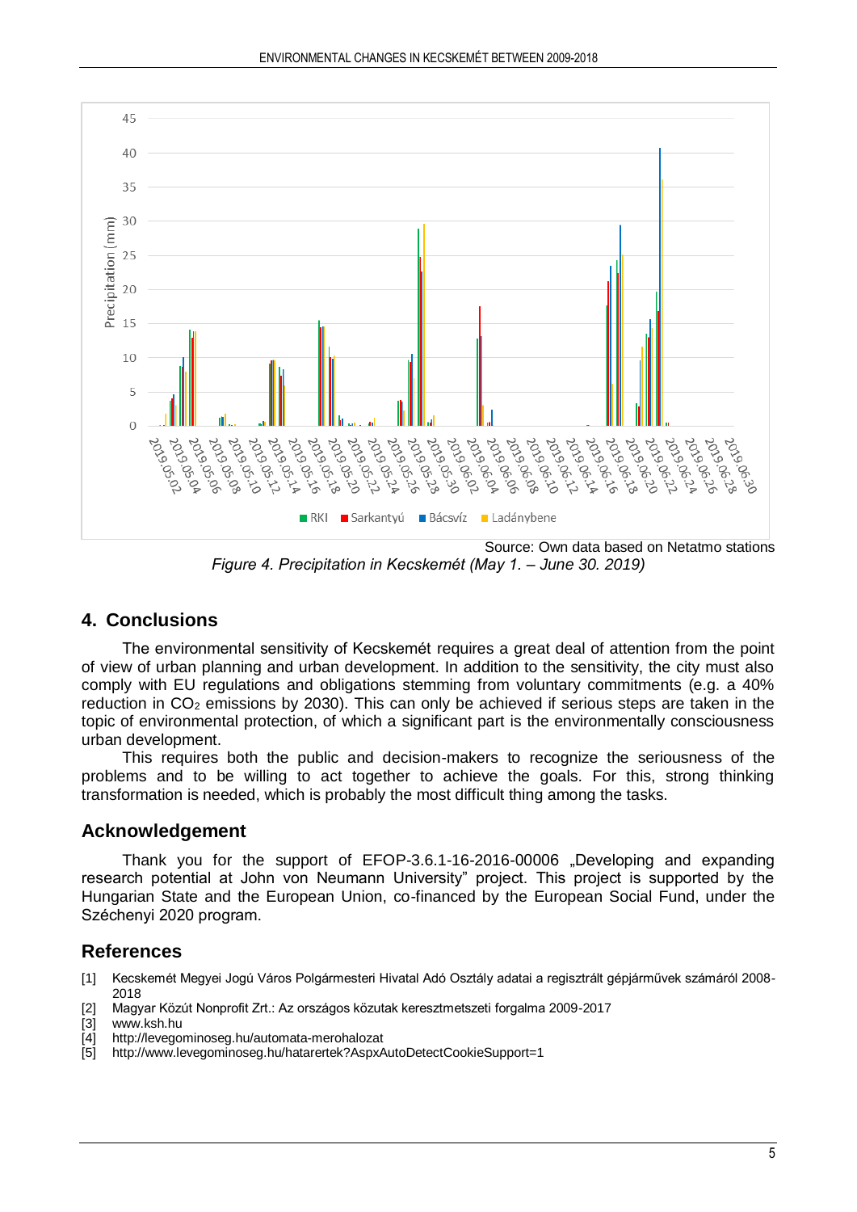Precipitation (mm)

45
40
35
30
25
20
15
10
5
0

2019.05.02
2019.05.04
2019.05.06
2019.05.08
2019.05.10
2019.05.12
2019.05.14
2019.05.16
2019.05.18
2019.05.20
2019.05.22
2019.05.24
2019.05.26
2019.05.28
2019.05.30
2019.06.02
2019.06.04
2019.06.06
2019.06.08
2019.06.10
2019.06.12
2019.06.14
2019.06.16
2019.06.18
2019.06.20
2019.06.22
2019.06.24
2019.06.26
2019.06.28
2019.06.30

RKI, Sarkantyú, Bácsvíz, Ladánybene

Source: Own data based on Netatmo stations

*Figure 4. Precipitation in Kecskemét (May 1. – June 30. 2019)*

## 4. Conclusions

The environmental sensitivity of Kecskemét requires a great deal of attention from the point of view of urban planning and urban development. In addition to the sensitivity, the city must also comply with EU regulations and obligations stemming from voluntary commitments (e.g. a 40% reduction in $CO_2$ emissions by 2030). This can only be achieved if serious steps are taken in the topic of environmental protection, of which a significant part is the environmentally consciousness urban development.

This requires both the public and decision-makers to recognize the seriousness of the problems and to be willing to act together to achieve the goals. For this, strong thinking transformation is needed, which is probably the most difficult thing among the tasks.

## Acknowledgement

Thank you for the support of EFOP-3.6.1-16-2016-00006 „Developing and expanding research potential at John von Neumann University" project. This project is supported by the Hungarian State and the European Union, co-financed by the European Social Fund, under the Széchenyi 2020 program.

## References

[1] Kecskemét Megyei Jogú Város Polgármesteri Hivatal Adó Osztály adatai a regisztrált gépjárművek számáról 2008-2018
[2] Magyar Közút Nonprofit Zrt.: Az országos közutak keresztmetszeti forgalma 2009-2017
[3] www.ksh.hu
[4] http://levegominoseg.hu/automata-merohalozat
[5] http://www.levegominoseg.hu/hatarertek?AspxAutoDetectCookieSupport=1